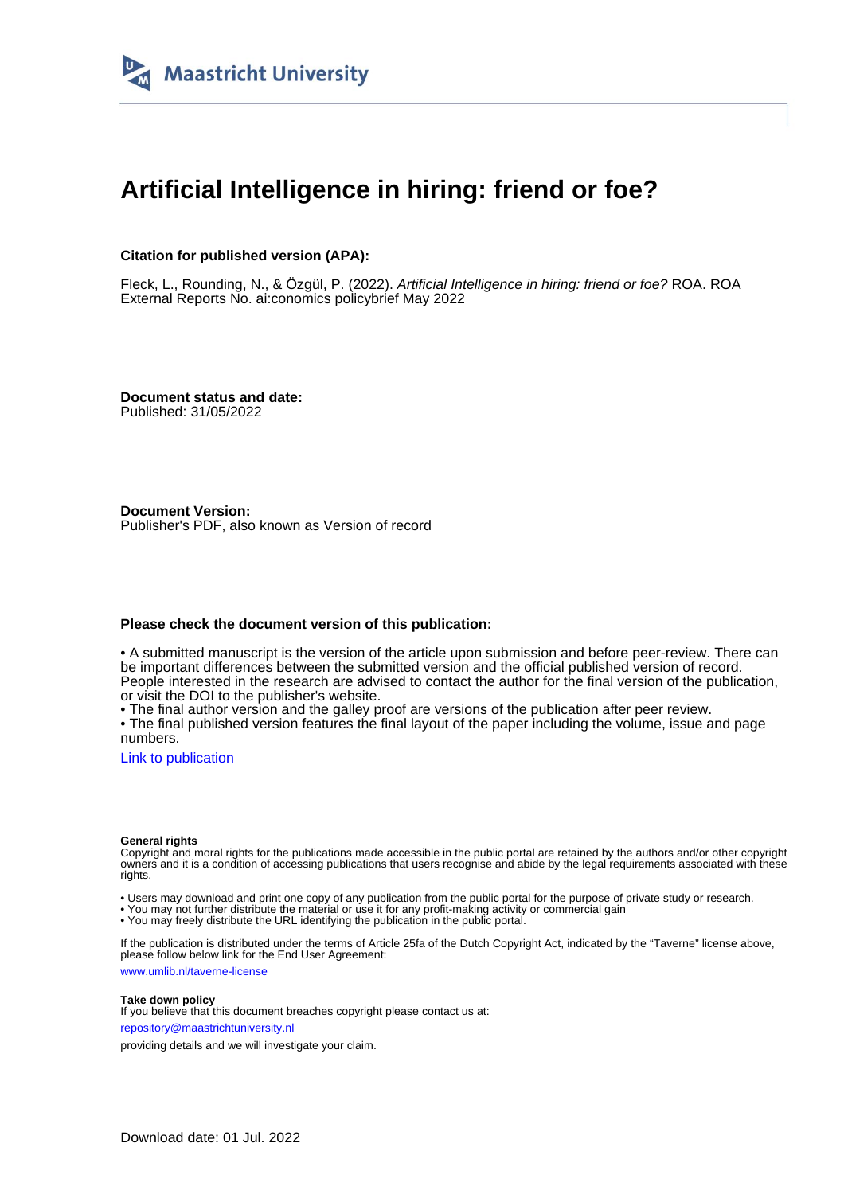# Artificial Intelligence in hiring: friend or foe?

**Citation for published version (APA):**

Fleck, L., Rounding, N., & Özgül, P. (2022). *Artificial Intelligence in hiring: friend or foe?* ROA. ROA External Reports No. ai:conomics policybrief May 2022

**Document status and date:**
Published: 31/05/2022

**Document Version:**
Publisher's PDF, also known as Version of record

**Please check the document version of this publication:**

• A submitted manuscript is the version of the article upon submission and before peer-review. There can be important differences between the submitted version and the official published version of record. People interested in the research are advised to contact the author for the final version of the publication, or visit the DOI to the publisher's website.
• The final author version and the galley proof are versions of the publication after peer review.
• The final published version features the final layout of the paper including the volume, issue and page numbers.

Link to publication

**General rights**
Copyright and moral rights for the publications made accessible in the public portal are retained by the authors and/or other copyright owners and it is a condition of accessing publications that users recognise and abide by the legal requirements associated with these rights.

• Users may download and print one copy of any publication from the public portal for the purpose of private study or research.
• You may not further distribute the material or use it for any profit-making activity or commercial gain
• You may freely distribute the URL identifying the publication in the public portal.

If the publication is distributed under the terms of Article 25fa of the Dutch Copyright Act, indicated by the "Taverne" license above, please follow below link for the End User Agreement:

www.umlib.nl/taverne-license

**Take down policy**
If you believe that this document breaches copyright please contact us at:

repository@maastrichtuniversity.nl

providing details and we will investigate your claim.

Download date: 01 Jul. 2022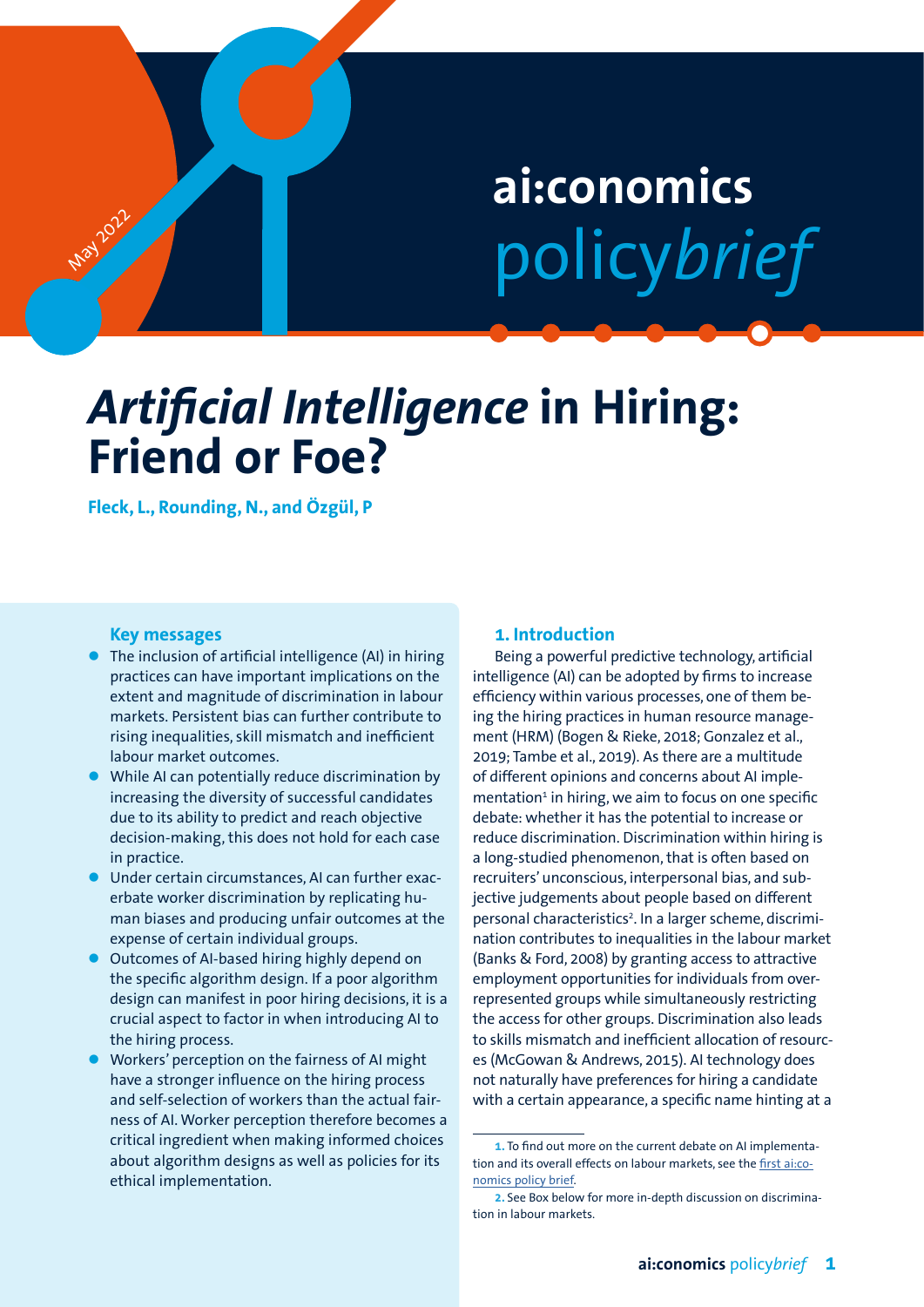# *Artificial Intelligence* in Hiring: Friend or Foe?

**Fleck, L., Rounding, N., and Özgül, P**

### Key messages

- The inclusion of artificial intelligence (AI) in hiring practices can have important implications on the extent and magnitude of discrimination in labour markets. Persistent bias can further contribute to rising inequalities, skill mismatch and inefficient labour market outcomes.
- While AI can potentially reduce discrimination by increasing the diversity of successful candidates due to its ability to predict and reach objective decision-making, this does not hold for each case in practice.
- Under certain circumstances, AI can further exacerbate worker discrimination by replicating human biases and producing unfair outcomes at the expense of certain individual groups.
- Outcomes of AI-based hiring highly depend on the specific algorithm design. If a poor algorithm design can manifest in poor hiring decisions, it is a crucial aspect to factor in when introducing AI to the hiring process.
- Workers' perception on the fairness of AI might have a stronger influence on the hiring process and self-selection of workers than the actual fairness of AI. Worker perception therefore becomes a critical ingredient when making informed choices about algorithm designs as well as policies for its ethical implementation.

## 1. Introduction

Being a powerful predictive technology, artificial intelligence (AI) can be adopted by firms to increase efficiency within various processes, one of them being the hiring practices in human resource management (HRM) (Bogen & Rieke, 2018; Gonzalez et al., 2019; Tambe et al., 2019). As there are a multitude of different opinions and concerns about AI implementation[1] in hiring, we aim to focus on one specific debate: whether it has the potential to increase or reduce discrimination. Discrimination within hiring is a long-studied phenomenon, that is often based on recruiters' unconscious, interpersonal bias, and subjective judgements about people based on different personal characteristics[2]. In a larger scheme, discrimination contributes to inequalities in the labour market (Banks & Ford, 2008) by granting access to attractive employment opportunities for individuals from overrepresented groups while simultaneously restricting the access for other groups. Discrimination also leads to skills mismatch and inefficient allocation of resources (McGowan & Andrews, 2015). AI technology does not naturally have preferences for hiring a candidate with a certain appearance, a specific name hinting at a

---

1. To find out more on the current debate on AI implementation and its overall effects on labour markets, see the first ai:conomics policy brief.

2. See Box below for more in-depth discussion on discrimination in labour markets.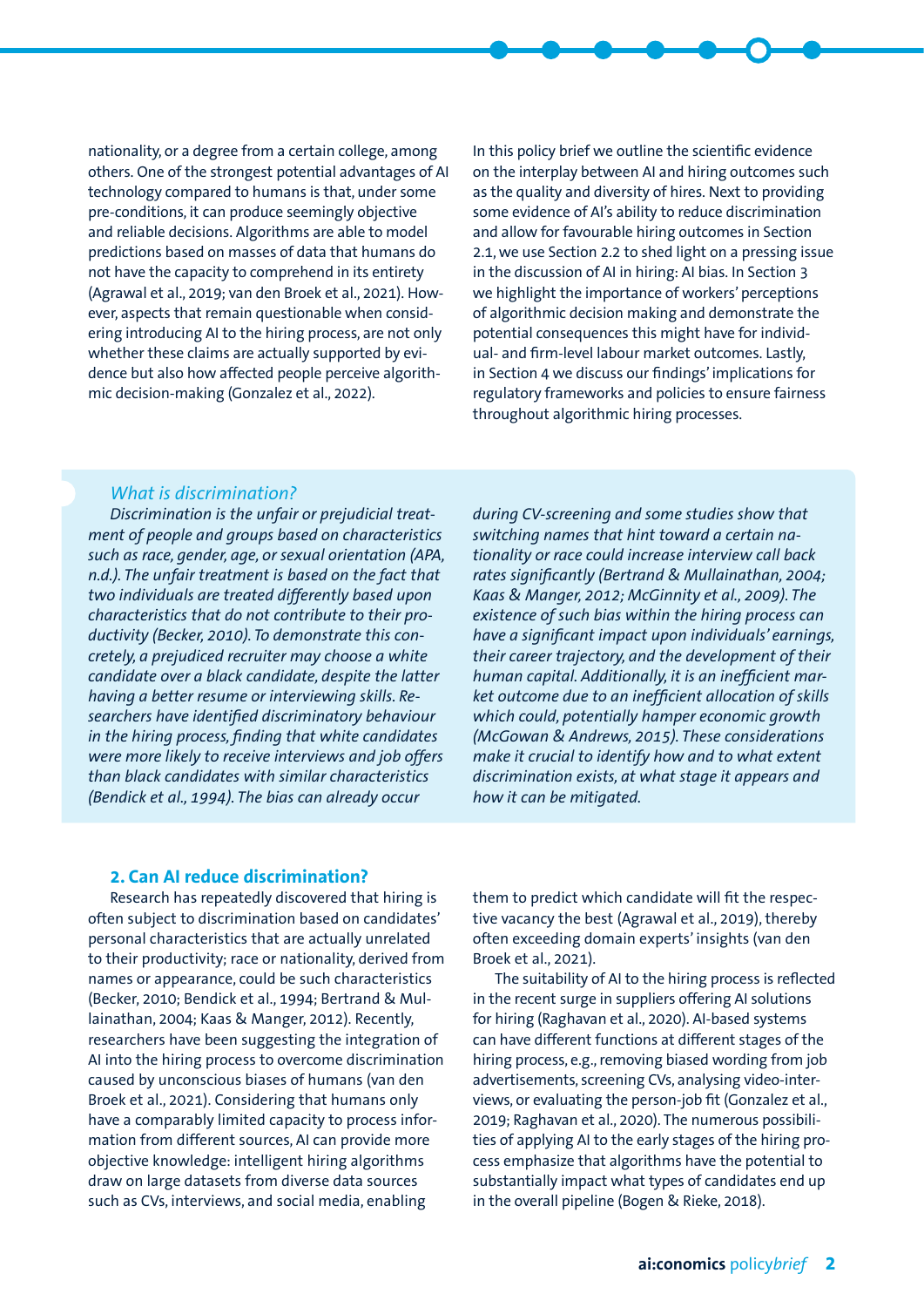nationality, or a degree from a certain college, among others. One of the strongest potential advantages of AI technology compared to humans is that, under some pre-conditions, it can produce seemingly objective and reliable decisions. Algorithms are able to model predictions based on masses of data that humans do not have the capacity to comprehend in its entirety (Agrawal et al., 2019; van den Broek et al., 2021). However, aspects that remain questionable when considering introducing AI to the hiring process, are not only whether these claims are actually supported by evidence but also how affected people perceive algorithmic decision-making (Gonzalez et al., 2022).

In this policy brief we outline the scientific evidence on the interplay between AI and hiring outcomes such as the quality and diversity of hires. Next to providing some evidence of AI's ability to reduce discrimination and allow for favourable hiring outcomes in Section 2.1, we use Section 2.2 to shed light on a pressing issue in the discussion of AI in hiring: AI bias. In Section 3 we highlight the importance of workers' perceptions of algorithmic decision making and demonstrate the potential consequences this might have for individual- and firm-level labour market outcomes. Lastly, in Section 4 we discuss our findings' implications for regulatory frameworks and policies to ensure fairness throughout algorithmic hiring processes.

*What is discrimination?*

*Discrimination is the unfair or prejudicial treatment of people and groups based on characteristics such as race, gender, age, or sexual orientation (APA, n.d.). The unfair treatment is based on the fact that two individuals are treated differently based upon characteristics that do not contribute to their productivity (Becker, 2010). To demonstrate this concretely, a prejudiced recruiter may choose a white candidate over a black candidate, despite the latter having a better resume or interviewing skills. Researchers have identified discriminatory behaviour in the hiring process, finding that white candidates were more likely to receive interviews and job offers than black candidates with similar characteristics (Bendick et al., 1994). The bias can already occur during CV-screening and some studies show that switching names that hint toward a certain nationality or race could increase interview call back rates significantly (Bertrand & Mullainathan, 2004; Kaas & Manger, 2012; McGinnity et al., 2009). The existence of such bias within the hiring process can have a significant impact upon individuals' earnings, their career trajectory, and the development of their human capital. Additionally, it is an inefficient market outcome due to an inefficient allocation of skills which could, potentially hamper economic growth (McGowan & Andrews, 2015). These considerations make it crucial to identify how and to what extent discrimination exists, at what stage it appears and how it can be mitigated.*

## 2. Can AI reduce discrimination?

Research has repeatedly discovered that hiring is often subject to discrimination based on candidates' personal characteristics that are actually unrelated to their productivity; race or nationality, derived from names or appearance, could be such characteristics (Becker, 2010; Bendick et al., 1994; Bertrand & Mullainathan, 2004; Kaas & Manger, 2012). Recently, researchers have been suggesting the integration of AI into the hiring process to overcome discrimination caused by unconscious biases of humans (van den Broek et al., 2021). Considering that humans only have a comparably limited capacity to process information from different sources, AI can provide more objective knowledge: intelligent hiring algorithms draw on large datasets from diverse data sources such as CVs, interviews, and social media, enabling them to predict which candidate will fit the respective vacancy the best (Agrawal et al., 2019), thereby often exceeding domain experts' insights (van den Broek et al., 2021).

The suitability of AI to the hiring process is reflected in the recent surge in suppliers offering AI solutions for hiring (Raghavan et al., 2020). AI-based systems can have different functions at different stages of the hiring process, e.g., removing biased wording from job advertisements, screening CVs, analysing video-interviews, or evaluating the person-job fit (Gonzalez et al., 2019; Raghavan et al., 2020). The numerous possibilities of applying AI to the early stages of the hiring process emphasize that algorithms have the potential to substantially impact what types of candidates end up in the overall pipeline (Bogen & Rieke, 2018).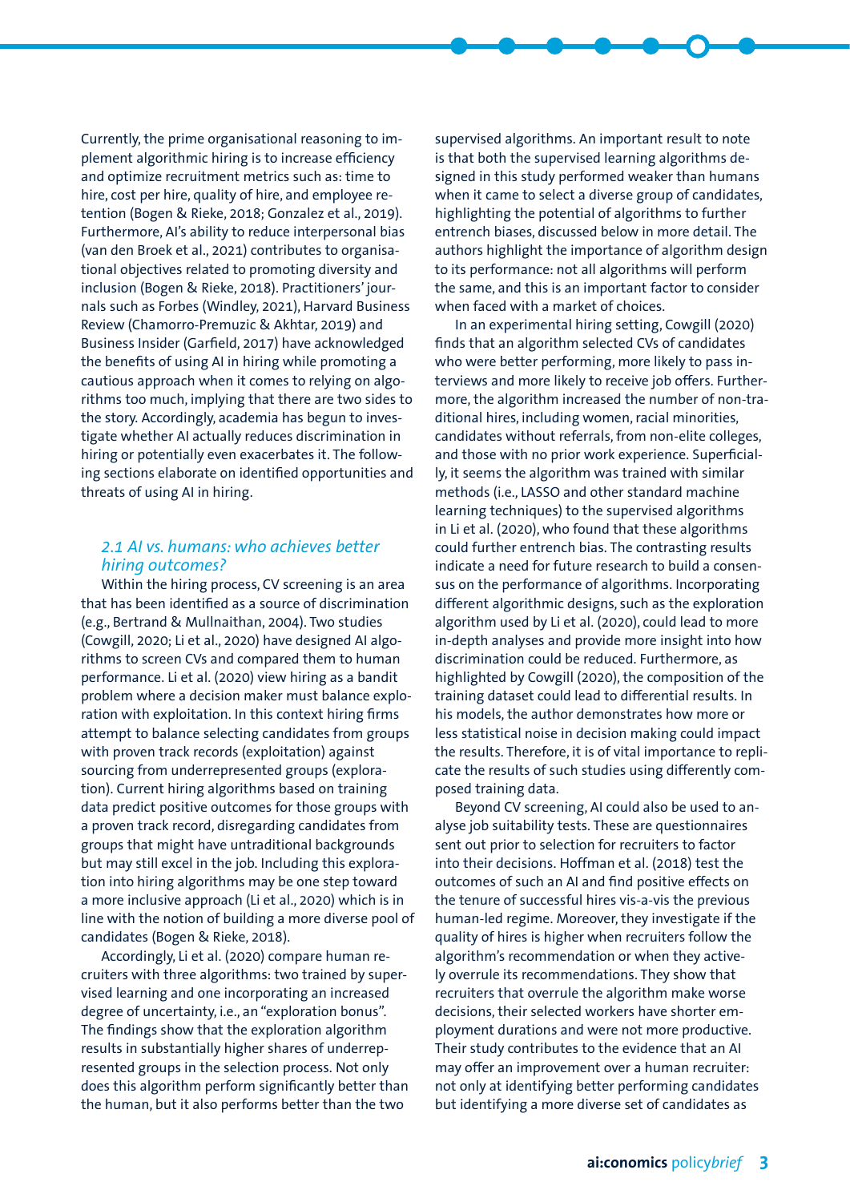Currently, the prime organisational reasoning to implement algorithmic hiring is to increase efficiency and optimize recruitment metrics such as: time to hire, cost per hire, quality of hire, and employee retention (Bogen & Rieke, 2018; Gonzalez et al., 2019). Furthermore, AI's ability to reduce interpersonal bias (van den Broek et al., 2021) contributes to organisational objectives related to promoting diversity and inclusion (Bogen & Rieke, 2018). Practitioners' journals such as Forbes (Windley, 2021), Harvard Business Review (Chamorro-Premuzic & Akhtar, 2019) and Business Insider (Garfield, 2017) have acknowledged the benefits of using AI in hiring while promoting a cautious approach when it comes to relying on algorithms too much, implying that there are two sides to the story. Accordingly, academia has begun to investigate whether AI actually reduces discrimination in hiring or potentially even exacerbates it. The following sections elaborate on identified opportunities and threats of using AI in hiring.

### *2.1 AI vs. humans: who achieves better hiring outcomes?*

Within the hiring process, CV screening is an area that has been identified as a source of discrimination (e.g., Bertrand & Mullnaithan, 2004). Two studies (Cowgill, 2020; Li et al., 2020) have designed AI algorithms to screen CVs and compared them to human performance. Li et al. (2020) view hiring as a bandit problem where a decision maker must balance exploration with exploitation. In this context hiring firms attempt to balance selecting candidates from groups with proven track records (exploitation) against sourcing from underrepresented groups (exploration). Current hiring algorithms based on training data predict positive outcomes for those groups with a proven track record, disregarding candidates from groups that might have untraditional backgrounds but may still excel in the job. Including this exploration into hiring algorithms may be one step toward a more inclusive approach (Li et al., 2020) which is in line with the notion of building a more diverse pool of candidates (Bogen & Rieke, 2018).

Accordingly, Li et al. (2020) compare human recruiters with three algorithms: two trained by supervised learning and one incorporating an increased degree of uncertainty, i.e., an "exploration bonus". The findings show that the exploration algorithm results in substantially higher shares of underrepresented groups in the selection process. Not only does this algorithm perform significantly better than the human, but it also performs better than the two supervised algorithms. An important result to note is that both the supervised learning algorithms designed in this study performed weaker than humans when it came to select a diverse group of candidates, highlighting the potential of algorithms to further entrench biases, discussed below in more detail. The authors highlight the importance of algorithm design to its performance: not all algorithms will perform the same, and this is an important factor to consider when faced with a market of choices.

In an experimental hiring setting, Cowgill (2020) finds that an algorithm selected CVs of candidates who were better performing, more likely to pass interviews and more likely to receive job offers. Furthermore, the algorithm increased the number of non-traditional hires, including women, racial minorities, candidates without referrals, from non-elite colleges, and those with no prior work experience. Superficially, it seems the algorithm was trained with similar methods (i.e., LASSO and other standard machine learning techniques) to the supervised algorithms in Li et al. (2020), who found that these algorithms could further entrench bias. The contrasting results indicate a need for future research to build a consensus on the performance of algorithms. Incorporating different algorithmic designs, such as the exploration algorithm used by Li et al. (2020), could lead to more in-depth analyses and provide more insight into how discrimination could be reduced. Furthermore, as highlighted by Cowgill (2020), the composition of the training dataset could lead to differential results. In his models, the author demonstrates how more or less statistical noise in decision making could impact the results. Therefore, it is of vital importance to replicate the results of such studies using differently composed training data.

Beyond CV screening, AI could also be used to analyse job suitability tests. These are questionnaires sent out prior to selection for recruiters to factor into their decisions. Hoffman et al. (2018) test the outcomes of such an AI and find positive effects on the tenure of successful hires vis-a-vis the previous human-led regime. Moreover, they investigate if the quality of hires is higher when recruiters follow the algorithm's recommendation or when they actively overrule its recommendations. They show that recruiters that overrule the algorithm make worse decisions, their selected workers have shorter employment durations and were not more productive. Their study contributes to the evidence that an AI may offer an improvement over a human recruiter: not only at identifying better performing candidates but identifying a more diverse set of candidates as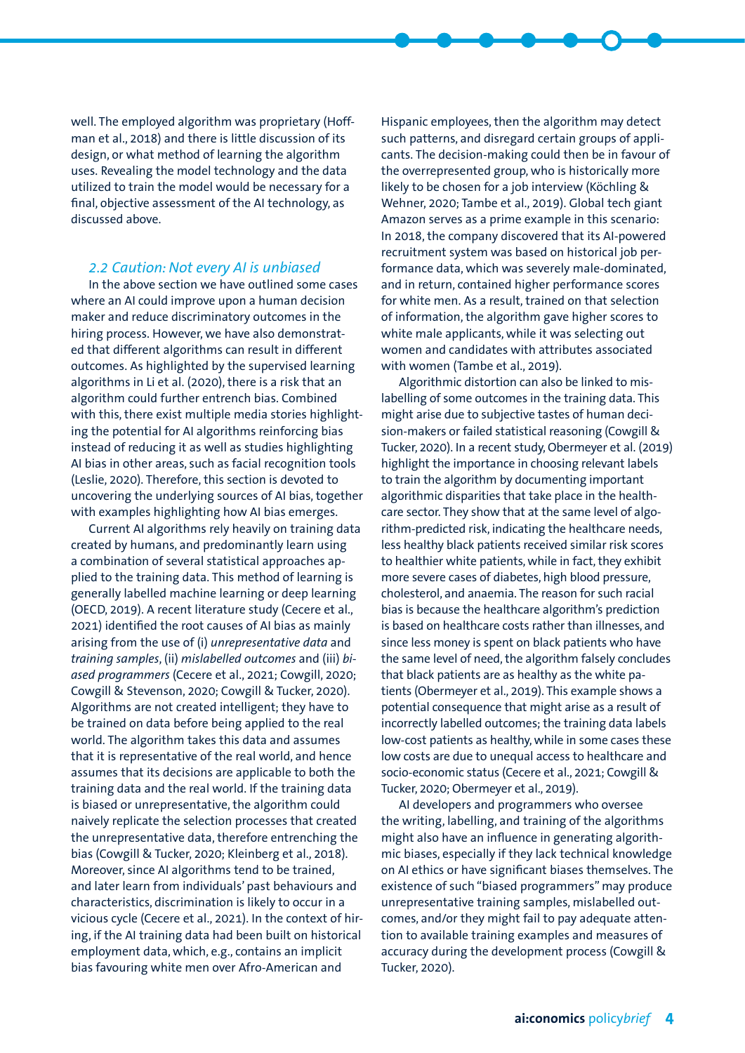well. The employed algorithm was proprietary (Hoffman et al., 2018) and there is little discussion of its design, or what method of learning the algorithm uses. Revealing the model technology and the data utilized to train the model would be necessary for a final, objective assessment of the AI technology, as discussed above.

### *2.2 Caution: Not every AI is unbiased*

In the above section we have outlined some cases where an AI could improve upon a human decision maker and reduce discriminatory outcomes in the hiring process. However, we have also demonstrated that different algorithms can result in different outcomes. As highlighted by the supervised learning algorithms in Li et al. (2020), there is a risk that an algorithm could further entrench bias. Combined with this, there exist multiple media stories highlighting the potential for AI algorithms reinforcing bias instead of reducing it as well as studies highlighting AI bias in other areas, such as facial recognition tools (Leslie, 2020). Therefore, this section is devoted to uncovering the underlying sources of AI bias, together with examples highlighting how AI bias emerges.

Current AI algorithms rely heavily on training data created by humans, and predominantly learn using a combination of several statistical approaches applied to the training data. This method of learning is generally labelled machine learning or deep learning (OECD, 2019). A recent literature study (Cecere et al., 2021) identified the root causes of AI bias as mainly arising from the use of (i) *unrepresentative data* and *training samples*, (ii) *mislabelled outcomes* and (iii) *biased programmers* (Cecere et al., 2021; Cowgill, 2020; Cowgill & Stevenson, 2020; Cowgill & Tucker, 2020). Algorithms are not created intelligent; they have to be trained on data before being applied to the real world. The algorithm takes this data and assumes that it is representative of the real world, and hence assumes that its decisions are applicable to both the training data and the real world. If the training data is biased or unrepresentative, the algorithm could naively replicate the selection processes that created the unrepresentative data, therefore entrenching the bias (Cowgill & Tucker, 2020; Kleinberg et al., 2018). Moreover, since AI algorithms tend to be trained, and later learn from individuals' past behaviours and characteristics, discrimination is likely to occur in a vicious cycle (Cecere et al., 2021). In the context of hiring, if the AI training data had been built on historical employment data, which, e.g., contains an implicit bias favouring white men over Afro-American and Hispanic employees, then the algorithm may detect such patterns, and disregard certain groups of applicants. The decision-making could then be in favour of the overrepresented group, who is historically more likely to be chosen for a job interview (Köchling & Wehner, 2020; Tambe et al., 2019). Global tech giant Amazon serves as a prime example in this scenario: In 2018, the company discovered that its AI-powered recruitment system was based on historical job performance data, which was severely male-dominated, and in return, contained higher performance scores for white men. As a result, trained on that selection of information, the algorithm gave higher scores to white male applicants, while it was selecting out women and candidates with attributes associated with women (Tambe et al., 2019).

Algorithmic distortion can also be linked to mislabelling of some outcomes in the training data. This might arise due to subjective tastes of human decision-makers or failed statistical reasoning (Cowgill & Tucker, 2020). In a recent study, Obermeyer et al. (2019) highlight the importance in choosing relevant labels to train the algorithm by documenting important algorithmic disparities that take place in the healthcare sector. They show that at the same level of algorithm-predicted risk, indicating the healthcare needs, less healthy black patients received similar risk scores to healthier white patients, while in fact, they exhibit more severe cases of diabetes, high blood pressure, cholesterol, and anaemia. The reason for such racial bias is because the healthcare algorithm's prediction is based on healthcare costs rather than illnesses, and since less money is spent on black patients who have the same level of need, the algorithm falsely concludes that black patients are as healthy as the white patients (Obermeyer et al., 2019). This example shows a potential consequence that might arise as a result of incorrectly labelled outcomes; the training data labels low-cost patients as healthy, while in some cases these low costs are due to unequal access to healthcare and socio-economic status (Cecere et al., 2021; Cowgill & Tucker, 2020; Obermeyer et al., 2019).

AI developers and programmers who oversee the writing, labelling, and training of the algorithms might also have an influence in generating algorithmic biases, especially if they lack technical knowledge on AI ethics or have significant biases themselves. The existence of such "biased programmers" may produce unrepresentative training samples, mislabelled outcomes, and/or they might fail to pay adequate attention to available training examples and measures of accuracy during the development process (Cowgill & Tucker, 2020).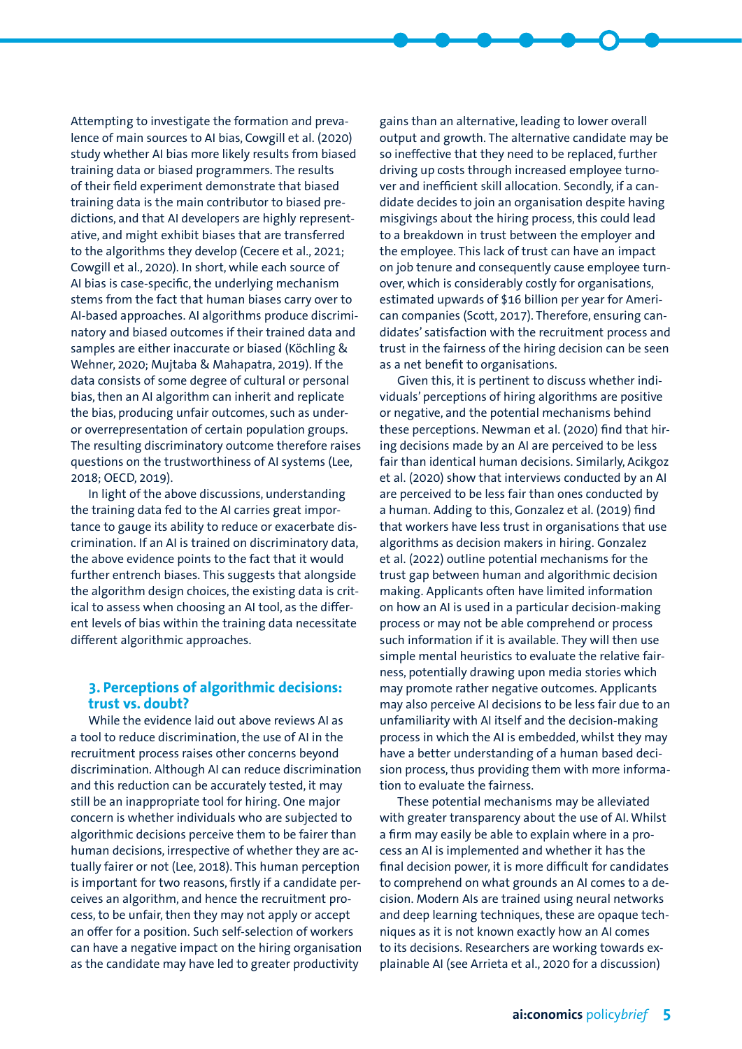Attempting to investigate the formation and prevalence of main sources to AI bias, Cowgill et al. (2020) study whether AI bias more likely results from biased training data or biased programmers. The results of their field experiment demonstrate that biased training data is the main contributor to biased predictions, and that AI developers are highly representative, and might exhibit biases that are transferred to the algorithms they develop (Cecere et al., 2021; Cowgill et al., 2020). In short, while each source of AI bias is case-specific, the underlying mechanism stems from the fact that human biases carry over to AI-based approaches. AI algorithms produce discriminatory and biased outcomes if their trained data and samples are either inaccurate or biased (Köchling & Wehner, 2020; Mujtaba & Mahapatra, 2019). If the data consists of some degree of cultural or personal bias, then an AI algorithm can inherit and replicate the bias, producing unfair outcomes, such as under- or overrepresentation of certain population groups. The resulting discriminatory outcome therefore raises questions on the trustworthiness of AI systems (Lee, 2018; OECD, 2019).

In light of the above discussions, understanding the training data fed to the AI carries great importance to gauge its ability to reduce or exacerbate discrimination. If an AI is trained on discriminatory data, the above evidence points to the fact that it would further entrench biases. This suggests that alongside the algorithm design choices, the existing data is critical to assess when choosing an AI tool, as the different levels of bias within the training data necessitate different algorithmic approaches.

## 3. Perceptions of algorithmic decisions: trust vs. doubt?

While the evidence laid out above reviews AI as a tool to reduce discrimination, the use of AI in the recruitment process raises other concerns beyond discrimination. Although AI can reduce discrimination and this reduction can be accurately tested, it may still be an inappropriate tool for hiring. One major concern is whether individuals who are subjected to algorithmic decisions perceive them to be fairer than human decisions, irrespective of whether they are actually fairer or not (Lee, 2018). This human perception is important for two reasons, firstly if a candidate perceives an algorithm, and hence the recruitment process, to be unfair, then they may not apply or accept an offer for a position. Such self-selection of workers can have a negative impact on the hiring organisation as the candidate may have led to greater productivity gains than an alternative, leading to lower overall output and growth. The alternative candidate may be so ineffective that they need to be replaced, further driving up costs through increased employee turnover and inefficient skill allocation. Secondly, if a candidate decides to join an organisation despite having misgivings about the hiring process, this could lead to a breakdown in trust between the employer and the employee. This lack of trust can have an impact on job tenure and consequently cause employee turnover, which is considerably costly for organisations, estimated upwards of $16 billion per year for American companies (Scott, 2017). Therefore, ensuring candidates' satisfaction with the recruitment process and trust in the fairness of the hiring decision can be seen as a net benefit to organisations.

Given this, it is pertinent to discuss whether individuals' perceptions of hiring algorithms are positive or negative, and the potential mechanisms behind these perceptions. Newman et al. (2020) find that hiring decisions made by an AI are perceived to be less fair than identical human decisions. Similarly, Acikgoz et al. (2020) show that interviews conducted by an AI are perceived to be less fair than ones conducted by a human. Adding to this, Gonzalez et al. (2019) find that workers have less trust in organisations that use algorithms as decision makers in hiring. Gonzalez et al. (2022) outline potential mechanisms for the trust gap between human and algorithmic decision making. Applicants often have limited information on how an AI is used in a particular decision-making process or may not be able comprehend or process such information if it is available. They will then use simple mental heuristics to evaluate the relative fairness, potentially drawing upon media stories which may promote rather negative outcomes. Applicants may also perceive AI decisions to be less fair due to an unfamiliarity with AI itself and the decision-making process in which the AI is embedded, whilst they may have a better understanding of a human based decision process, thus providing them with more information to evaluate the fairness.

These potential mechanisms may be alleviated with greater transparency about the use of AI. Whilst a firm may easily be able to explain where in a process an AI is implemented and whether it has the final decision power, it is more difficult for candidates to comprehend on what grounds an AI comes to a decision. Modern AIs are trained using neural networks and deep learning techniques, these are opaque techniques as it is not known exactly how an AI comes to its decisions. Researchers are working towards explainable AI (see Arrieta et al., 2020 for a discussion)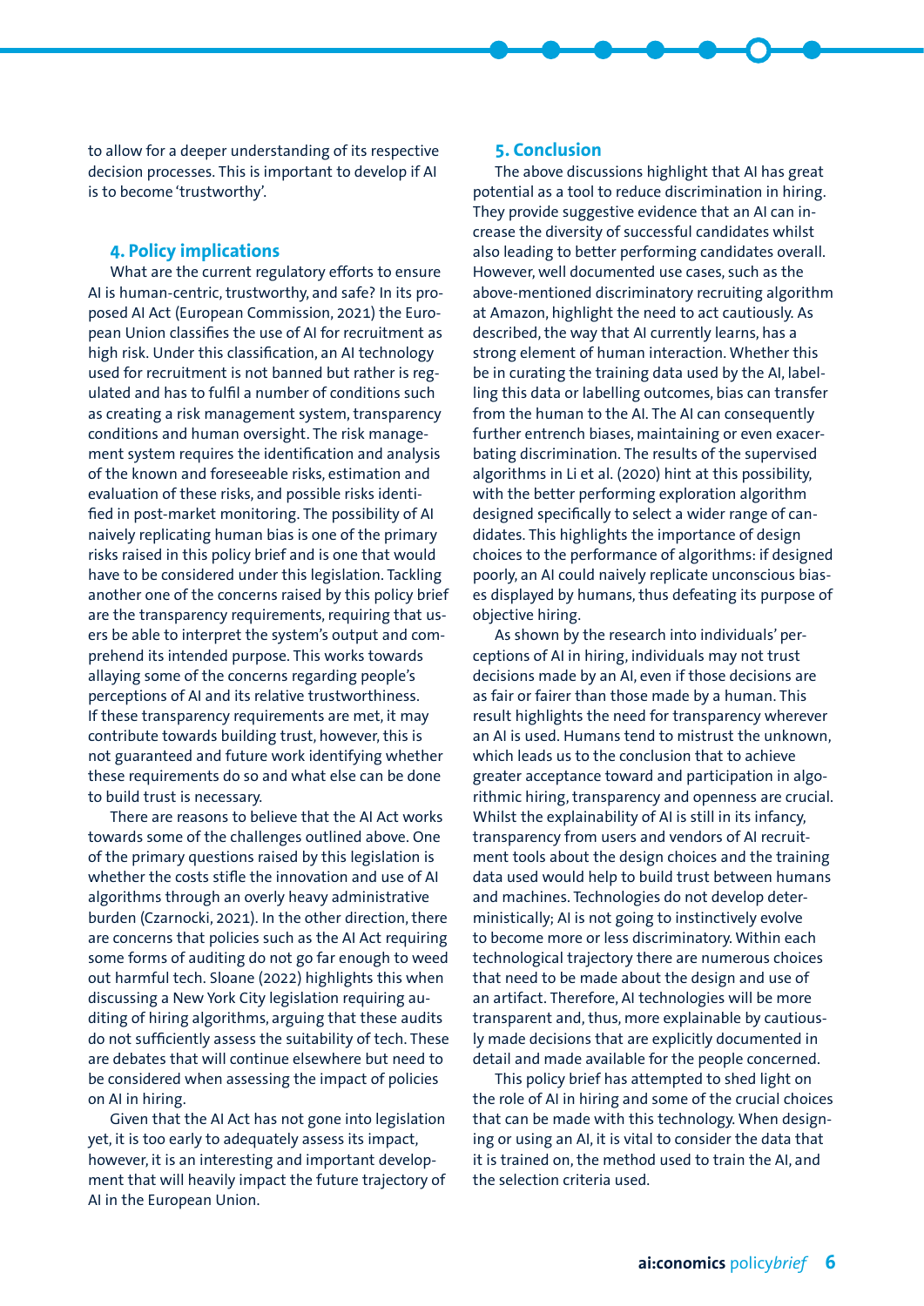to allow for a deeper understanding of its respective decision processes. This is important to develop if AI is to become 'trustworthy'.

## 4. Policy implications

What are the current regulatory efforts to ensure AI is human-centric, trustworthy, and safe? In its proposed AI Act (European Commission, 2021) the European Union classifies the use of AI for recruitment as high risk. Under this classification, an AI technology used for recruitment is not banned but rather is regulated and has to fulfil a number of conditions such as creating a risk management system, transparency conditions and human oversight. The risk management system requires the identification and analysis of the known and foreseeable risks, estimation and evaluation of these risks, and possible risks identified in post-market monitoring. The possibility of AI naively replicating human bias is one of the primary risks raised in this policy brief and is one that would have to be considered under this legislation. Tackling another one of the concerns raised by this policy brief are the transparency requirements, requiring that users be able to interpret the system's output and comprehend its intended purpose. This works towards allaying some of the concerns regarding people's perceptions of AI and its relative trustworthiness. If these transparency requirements are met, it may contribute towards building trust, however, this is not guaranteed and future work identifying whether these requirements do so and what else can be done to build trust is necessary.

There are reasons to believe that the AI Act works towards some of the challenges outlined above. One of the primary questions raised by this legislation is whether the costs stifle the innovation and use of AI algorithms through an overly heavy administrative burden (Czarnocki, 2021). In the other direction, there are concerns that policies such as the AI Act requiring some forms of auditing do not go far enough to weed out harmful tech. Sloane (2022) highlights this when discussing a New York City legislation requiring auditing of hiring algorithms, arguing that these audits do not sufficiently assess the suitability of tech. These are debates that will continue elsewhere but need to be considered when assessing the impact of policies on AI in hiring.

Given that the AI Act has not gone into legislation yet, it is too early to adequately assess its impact, however, it is an interesting and important development that will heavily impact the future trajectory of AI in the European Union.

## 5. Conclusion

The above discussions highlight that AI has great potential as a tool to reduce discrimination in hiring. They provide suggestive evidence that an AI can increase the diversity of successful candidates whilst also leading to better performing candidates overall. However, well documented use cases, such as the above-mentioned discriminatory recruiting algorithm at Amazon, highlight the need to act cautiously. As described, the way that AI currently learns, has a strong element of human interaction. Whether this be in curating the training data used by the AI, labelling this data or labelling outcomes, bias can transfer from the human to the AI. The AI can consequently further entrench biases, maintaining or even exacerbating discrimination. The results of the supervised algorithms in Li et al. (2020) hint at this possibility, with the better performing exploration algorithm designed specifically to select a wider range of candidates. This highlights the importance of design choices to the performance of algorithms: if designed poorly, an AI could naively replicate unconscious biases displayed by humans, thus defeating its purpose of objective hiring.

As shown by the research into individuals' perceptions of AI in hiring, individuals may not trust decisions made by an AI, even if those decisions are as fair or fairer than those made by a human. This result highlights the need for transparency wherever an AI is used. Humans tend to mistrust the unknown, which leads us to the conclusion that to achieve greater acceptance toward and participation in algorithmic hiring, transparency and openness are crucial. Whilst the explainability of AI is still in its infancy, transparency from users and vendors of AI recruitment tools about the design choices and the training data used would help to build trust between humans and machines. Technologies do not develop deterministically; AI is not going to instinctively evolve to become more or less discriminatory. Within each technological trajectory there are numerous choices that need to be made about the design and use of an artifact. Therefore, AI technologies will be more transparent and, thus, more explainable by cautiously made decisions that are explicitly documented in detail and made available for the people concerned.

This policy brief has attempted to shed light on the role of AI in hiring and some of the crucial choices that can be made with this technology. When designing or using an AI, it is vital to consider the data that it is trained on, the method used to train the AI, and the selection criteria used.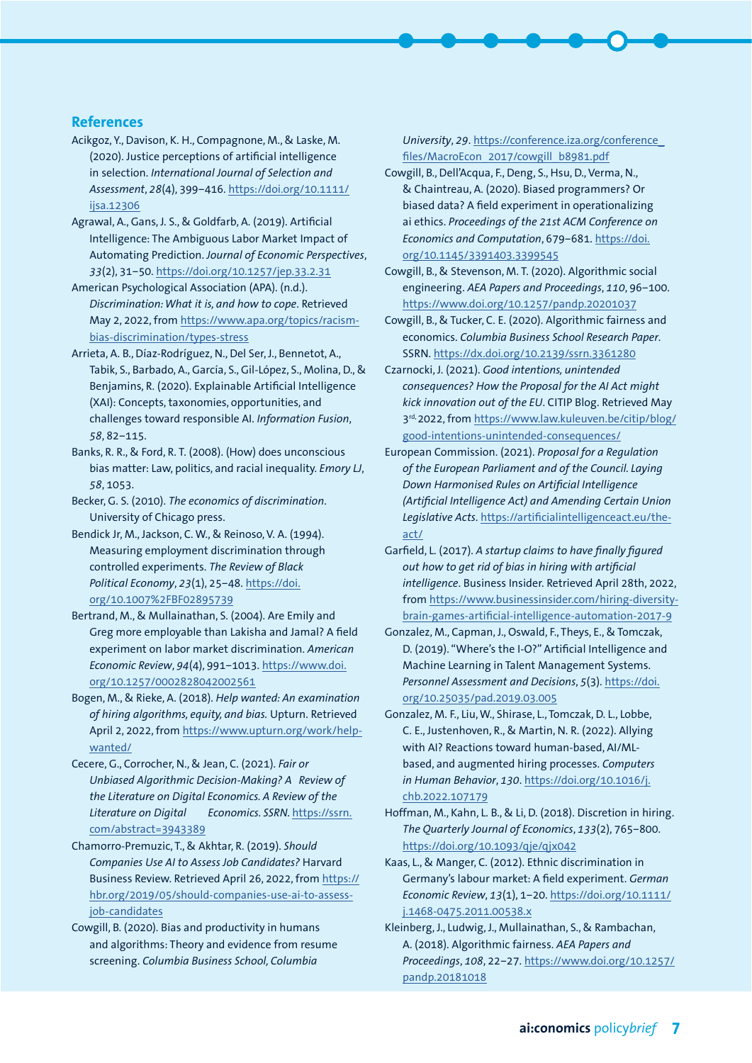## References

Acikgoz, Y., Davison, K. H., Compagnone, M., & Laske, M. (2020). Justice perceptions of artificial intelligence in selection. *International Journal of Selection and Assessment*, *28*(4), 399–416. https://doi.org/10.1111/ijsa.12306

Agrawal, A., Gans, J. S., & Goldfarb, A. (2019). Artificial Intelligence: The Ambiguous Labor Market Impact of Automating Prediction. *Journal of Economic Perspectives*, *33*(2), 31–50. https://doi.org/10.1257/jep.33.2.31

American Psychological Association (APA). (n.d.). *Discrimination: What it is, and how to cope*. Retrieved May 2, 2022, from https://www.apa.org/topics/racism-bias-discrimination/types-stress

Arrieta, A. B., Díaz-Rodríguez, N., Del Ser, J., Bennetot, A., Tabik, S., Barbado, A., García, S., Gil-López, S., Molina, D., & Benjamins, R. (2020). Explainable Artificial Intelligence (XAI): Concepts, taxonomies, opportunities, and challenges toward responsible AI. *Information Fusion*, *58*, 82–115.

Banks, R. R., & Ford, R. T. (2008). (How) does unconscious bias matter: Law, politics, and racial inequality. *Emory LJ*, *58*, 1053.

Becker, G. S. (2010). *The economics of discrimination*. University of Chicago press.

Bendick Jr, M., Jackson, C. W., & Reinoso, V. A. (1994). Measuring employment discrimination through controlled experiments. *The Review of Black Political Economy*, *23*(1), 25–48. https://doi.org/10.1007%2FBF02895739

Bertrand, M., & Mullainathan, S. (2004). Are Emily and Greg more employable than Lakisha and Jamal? A field experiment on labor market discrimination. *American Economic Review*, *94*(4), 991–1013. https://www.doi.org/10.1257/0002828042002561

Bogen, M., & Rieke, A. (2018). *Help wanted: An examination of hiring algorithms, equity, and bias*. Upturn. Retrieved April 2, 2022, from https://www.upturn.org/work/help-wanted/

Cecere, G., Corrocher, N., & Jean, C. (2021). *Fair or Unbiased Algorithmic Decision-Making? A Review of the Literature on Digital Economics. A Review of the Literature on Digital Economics*. SSRN. https://ssrn.com/abstract=3943389

Chamorro-Premuzic, T., & Akhtar, R. (2019). *Should Companies Use AI to Assess Job Candidates?* Harvard Business Review. Retrieved April 26, 2022, from https://hbr.org/2019/05/should-companies-use-ai-to-assess-job-candidates

Cowgill, B. (2020). Bias and productivity in humans and algorithms: Theory and evidence from resume screening. *Columbia Business School, Columbia University*, *29*. https://conference.iza.org/conference_files/MacroEcon_2017/cowgill_b8981.pdf

Cowgill, B., Dell'Acqua, F., Deng, S., Hsu, D., Verma, N., & Chaintreau, A. (2020). Biased programmers? Or biased data? A field experiment in operationalizing ai ethics. *Proceedings of the 21st ACM Conference on Economics and Computation*, 679–681. https://doi.org/10.1145/3391403.3399545

Cowgill, B., & Stevenson, M. T. (2020). Algorithmic social engineering. *AEA Papers and Proceedings*, *110*, 96–100. https://www.doi.org/10.1257/pandp.20201037

Cowgill, B., & Tucker, C. E. (2020). Algorithmic fairness and economics. *Columbia Business School Research Paper*. SSRN. https://dx.doi.org/10.2139/ssrn.3361280

Czarnocki, J. (2021). *Good intentions, unintended consequences? How the Proposal for the AI Act might kick innovation out of the EU*. CITIP Blog. Retrieved May 3rd 2022, from https://www.law.kuleuven.be/citip/blog/good-intentions-unintended-consequences/

European Commission. (2021). *Proposal for a Regulation of the European Parliament and of the Council. Laying Down Harmonised Rules on Artificial Intelligence (Artificial Intelligence Act) and Amending Certain Union Legislative Acts*. https://artificialintelligenceact.eu/the-act/

Garfield, L. (2017). *A startup claims to have finally figured out how to get rid of bias in hiring with artificial intelligence*. Business Insider. Retrieved April 28th, 2022, from https://www.businessinsider.com/hiring-diversity-brain-games-artificial-intelligence-automation-2017-9

Gonzalez, M., Capman, J., Oswald, F., Theys, E., & Tomczak, D. (2019). "Where's the I-O?" Artificial Intelligence and Machine Learning in Talent Management Systems. *Personnel Assessment and Decisions*, *5*(3). https://doi.org/10.25035/pad.2019.03.005

Gonzalez, M. F., Liu, W., Shirase, L., Tomczak, D. L., Lobbe, C. E., Justenhoven, R., & Martin, N. R. (2022). Allying with AI? Reactions toward human-based, AI/ML-based, and augmented hiring processes. *Computers in Human Behavior*, *130*. https://doi.org/10.1016/j.chb.2022.107179

Hoffman, M., Kahn, L. B., & Li, D. (2018). Discretion in hiring. *The Quarterly Journal of Economics*, *133*(2), 765–800. https://doi.org/10.1093/qje/qjx042

Kaas, L., & Manger, C. (2012). Ethnic discrimination in Germany's labour market: A field experiment. *German Economic Review*, *13*(1), 1–20. https://doi.org/10.1111/j.1468-0475.2011.00538.x

Kleinberg, J., Ludwig, J., Mullainathan, S., & Rambachan, A. (2018). Algorithmic fairness. *AEA Papers and Proceedings*, *108*, 22–27. https://www.doi.org/10.1257/pandp.20181018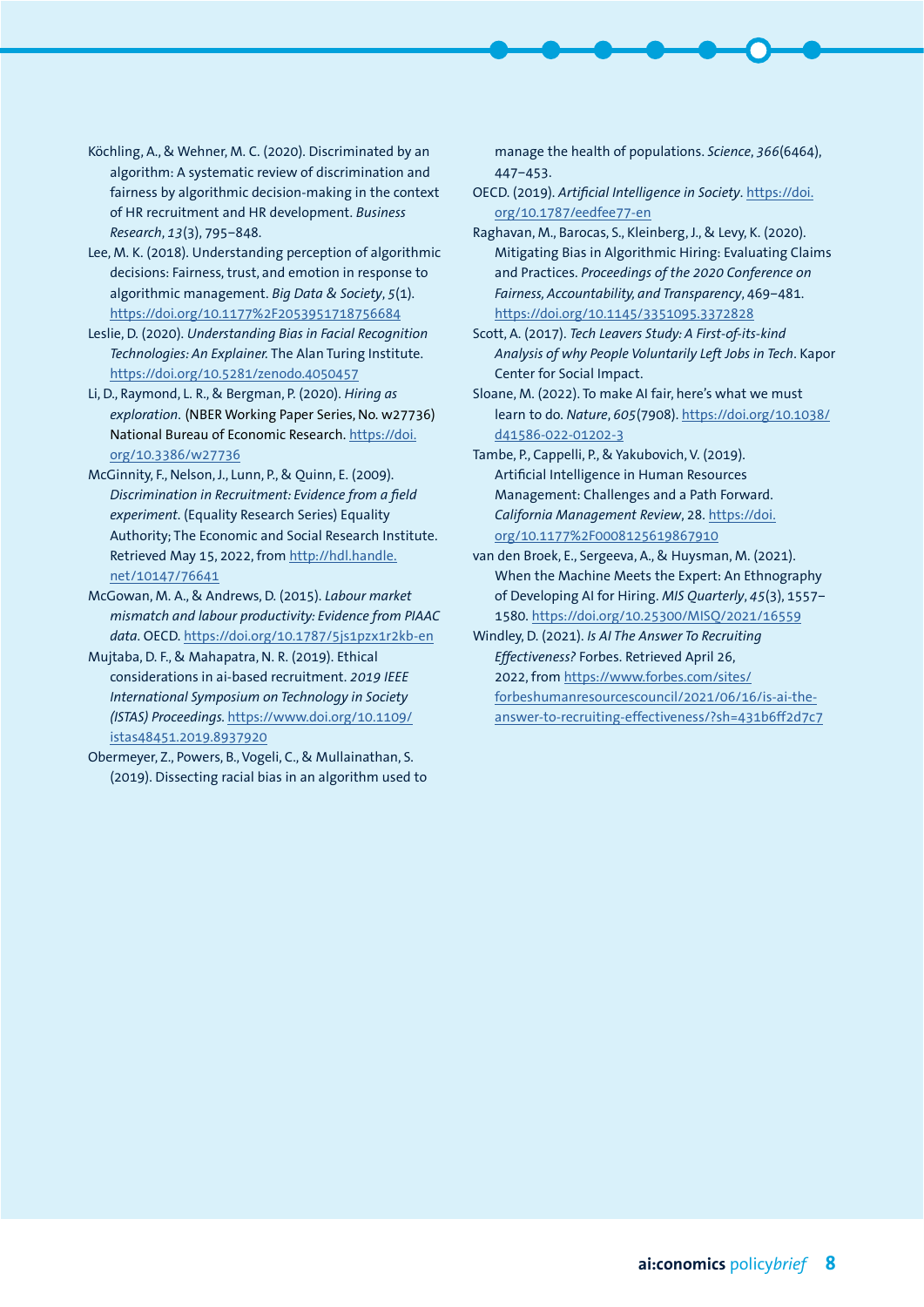Köchling, A., & Wehner, M. C. (2020). Discriminated by an algorithm: A systematic review of discrimination and fairness by algorithmic decision-making in the context of HR recruitment and HR development. *Business Research*, *13*(3), 795–848.

Lee, M. K. (2018). Understanding perception of algorithmic decisions: Fairness, trust, and emotion in response to algorithmic management. *Big Data & Society*, *5*(1). https://doi.org/10.1177%2F2053951718756684

Leslie, D. (2020). *Understanding Bias in Facial Recognition Technologies: An Explainer.* The Alan Turing Institute. https://doi.org/10.5281/zenodo.4050457

Li, D., Raymond, L. R., & Bergman, P. (2020). *Hiring as exploration*. (NBER Working Paper Series, No. w27736) National Bureau of Economic Research. https://doi.org/10.3386/w27736

McGinnity, F., Nelson, J., Lunn, P., & Quinn, E. (2009). *Discrimination in Recruitment: Evidence from a field experiment*. (Equality Research Series) Equality Authority; The Economic and Social Research Institute. Retrieved May 15, 2022, from http://hdl.handle.net/10147/76641

McGowan, M. A., & Andrews, D. (2015). *Labour market mismatch and labour productivity: Evidence from PIAAC data*. OECD. https://doi.org/10.1787/5js1pzx1r2kb-en

Mujtaba, D. F., & Mahapatra, N. R. (2019). Ethical considerations in ai-based recruitment. *2019 IEEE International Symposium on Technology in Society (ISTAS) Proceedings*. https://www.doi.org/10.1109/istas48451.2019.8937920

Obermeyer, Z., Powers, B., Vogeli, C., & Mullainathan, S. (2019). Dissecting racial bias in an algorithm used to manage the health of populations. *Science*, *366*(6464), 447–453.

OECD. (2019). *Artificial Intelligence in Society*. https://doi.org/10.1787/eedfee77-en

Raghavan, M., Barocas, S., Kleinberg, J., & Levy, K. (2020). Mitigating Bias in Algorithmic Hiring: Evaluating Claims and Practices. *Proceedings of the 2020 Conference on Fairness, Accountability, and Transparency*, 469–481. https://doi.org/10.1145/3351095.3372828

Scott, A. (2017). *Tech Leavers Study: A First-of-its-kind Analysis of why People Voluntarily Left Jobs in Tech*. Kapor Center for Social Impact.

Sloane, M. (2022). To make AI fair, here's what we must learn to do. *Nature*, *605*(7908). https://doi.org/10.1038/d41586-022-01202-3

Tambe, P., Cappelli, P., & Yakubovich, V. (2019). Artificial Intelligence in Human Resources Management: Challenges and a Path Forward. *California Management Review*, 28. https://doi.org/10.1177%2F0008125619867910

van den Broek, E., Sergeeva, A., & Huysman, M. (2021). When the Machine Meets the Expert: An Ethnography of Developing AI for Hiring. *MIS Quarterly*, *45*(3), 1557–1580. https://doi.org/10.25300/MISQ/2021/16559

Windley, D. (2021). *Is AI The Answer To Recruiting Effectiveness?* Forbes. Retrieved April 26, 2022, from https://www.forbes.com/sites/forbeshumanresourcescouncil/2021/06/16/is-ai-the-answer-to-recruiting-effectiveness/?sh=431b6ff2d7c7